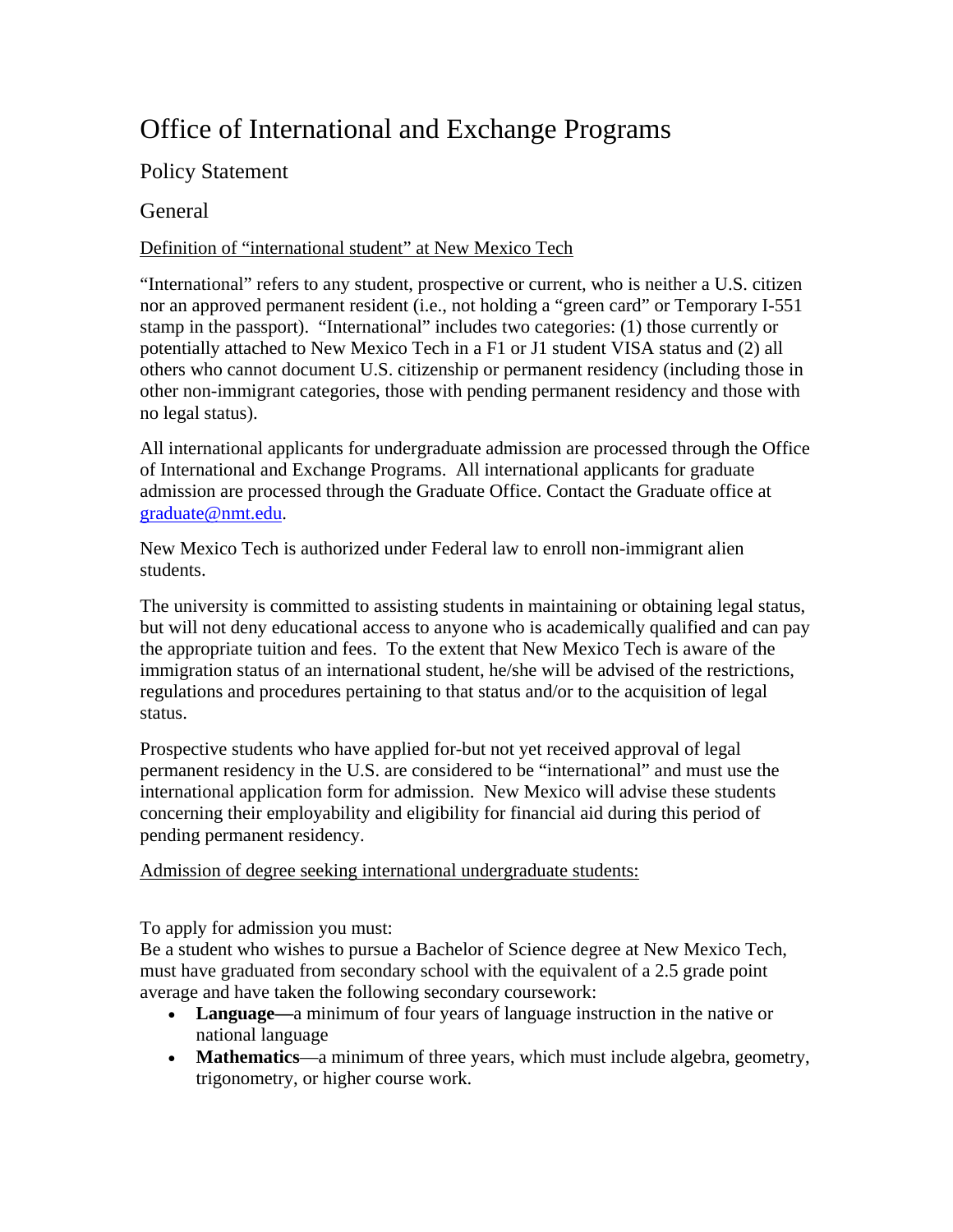# Office of International and Exchange Programs

## Policy Statement

## General

<u>Definition of "international student" at New Mexico Tech</u>

"International" refers to any student, prospective or current, who is neither a U.S. citizen nor an approved permanent resident (i.e., not holding a "green card" or Temporary I-551 stamp in the passport). "International" includes two categories: (1) those currently or potentially attached to New Mexico Tech in a F1 or J1 student VISA status and (2) all others who cannot document U.S. citizenship or permanent residency (including those in other non-immigrant categories, those with pending permanent residency and those with no legal status).

All international applicants for undergraduate admission are processed through the Office of International and Exchange Programs. All international applicants for graduate admission are processed through the Graduate Office. Contact the Graduate office at [graduate@nmt.edu](mailto:graduate@nmt.edu).

New Mexico Tech is authorized under Federal law to enroll non-immigrant alien students.

The university is committed to assisting students in maintaining or obtaining legal status, but will not deny educational access to anyone who is academically qualified and can pay the appropriate tuition and fees. To the extent that New Mexico Tech is aware of the immigration status of an international student, he/she will be advised of the restrictions, regulations and procedures pertaining to that status and/or to the acquisition of legal status.

Prospective students who have applied for-but not yet received approval of legal permanent residency in the U.S. are considered to be "international" and must use the international application form for admission. New Mexico will advise these students concerning their employability and eligibility for financial aid during this period of pending permanent residency.

<u>Admission of degree seeking international undergraduate students:</u>

To apply for admission you must:
Be a student who wishes to pursue a Bachelor of Science degree at New Mexico Tech, must have graduated from secondary school with the equivalent of a 2.5 grade point average and have taken the following secondary coursework:

- **Language—**a minimum of four years of language instruction in the native or national language
- **Mathematics**—a minimum of three years, which must include algebra, geometry, trigonometry, or higher course work.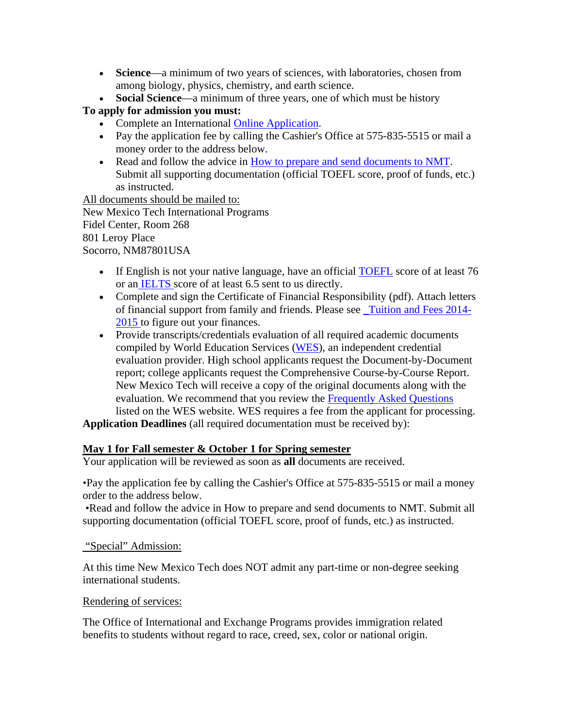- **Science**—a minimum of two years of sciences, with laboratories, chosen from among biology, physics, chemistry, and earth science.
- **Social Science**—a minimum of three years, one of which must be history

**To apply for admission you must:**

- Complete an International Online Application.
- Pay the application fee by calling the Cashier's Office at 575-835-5515 or mail a money order to the address below.
- Read and follow the advice in How to prepare and send documents to NMT. Submit all supporting documentation (official TOEFL score, proof of funds, etc.) as instructed.

All documents should be mailed to:
New Mexico Tech International Programs
Fidel Center, Room 268
801 Leroy Place
Socorro, NM87801USA

- If English is not your native language, have an official TOEFL score of at least 76 or an IELTS score of at least 6.5 sent to us directly.
- Complete and sign the Certificate of Financial Responsibility (pdf). Attach letters of financial support from family and friends. Please see Tuition and Fees 2014-2015 to figure out your finances.
- Provide transcripts/credentials evaluation of all required academic documents compiled by World Education Services (WES), an independent credential evaluation provider. High school applicants request the Document-by-Document report; college applicants request the Comprehensive Course-by-Course Report. New Mexico Tech will receive a copy of the original documents along with the evaluation. We recommend that you review the Frequently Asked Questions listed on the WES website. WES requires a fee from the applicant for processing.

**Application Deadlines** (all required documentation must be received by):

**May 1 for Fall semester & October 1 for Spring semester**

Your application will be reviewed as soon as **all** documents are received.

•Pay the application fee by calling the Cashier's Office at 575-835-5515 or mail a money order to the address below.

•Read and follow the advice in How to prepare and send documents to NMT. Submit all supporting documentation (official TOEFL score, proof of funds, etc.) as instructed.

"Special" Admission:

At this time New Mexico Tech does NOT admit any part-time or non-degree seeking international students.

Rendering of services:

The Office of International and Exchange Programs provides immigration related benefits to students without regard to race, creed, sex, color or national origin.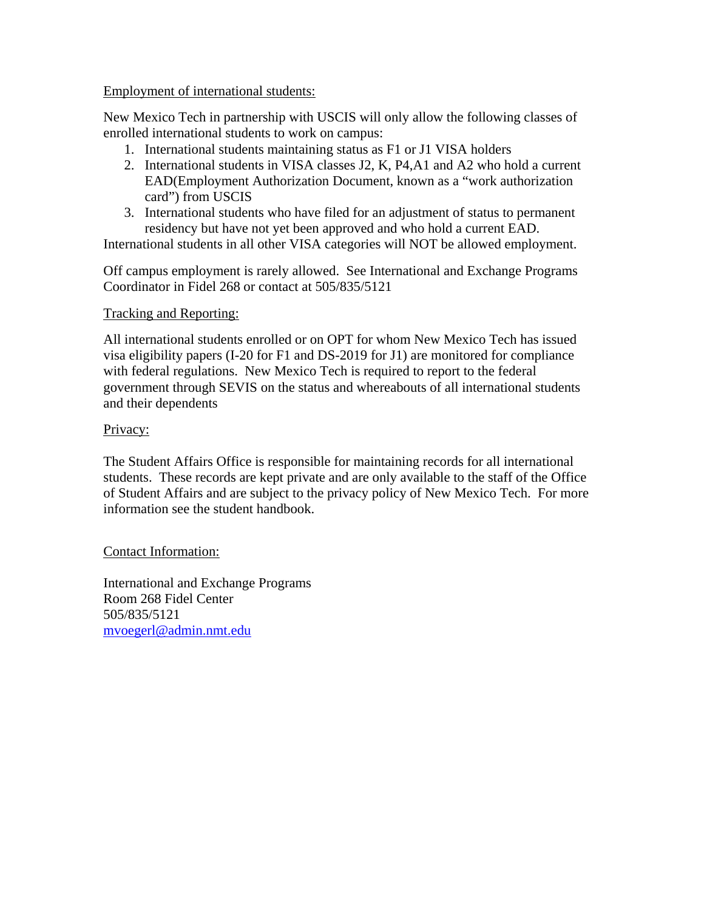Employment of international students:

New Mexico Tech in partnership with USCIS will only allow the following classes of enrolled international students to work on campus:

1. International students maintaining status as F1 or J1 VISA holders
2. International students in VISA classes J2, K, P4,A1 and A2 who hold a current EAD(Employment Authorization Document, known as a "work authorization card") from USCIS
3. International students who have filed for an adjustment of status to permanent residency but have not yet been approved and who hold a current EAD.

International students in all other VISA categories will NOT be allowed employment.

Off campus employment is rarely allowed. See International and Exchange Programs Coordinator in Fidel 268 or contact at 505/835/5121

Tracking and Reporting:

All international students enrolled or on OPT for whom New Mexico Tech has issued visa eligibility papers (I-20 for F1 and DS-2019 for J1) are monitored for compliance with federal regulations. New Mexico Tech is required to report to the federal government through SEVIS on the status and whereabouts of all international students and their dependents

Privacy:

The Student Affairs Office is responsible for maintaining records for all international students. These records are kept private and are only available to the staff of the Office of Student Affairs and are subject to the privacy policy of New Mexico Tech. For more information see the student handbook.

Contact Information:

International and Exchange Programs
Room 268 Fidel Center
505/835/5121
mvoegerl@admin.nmt.edu